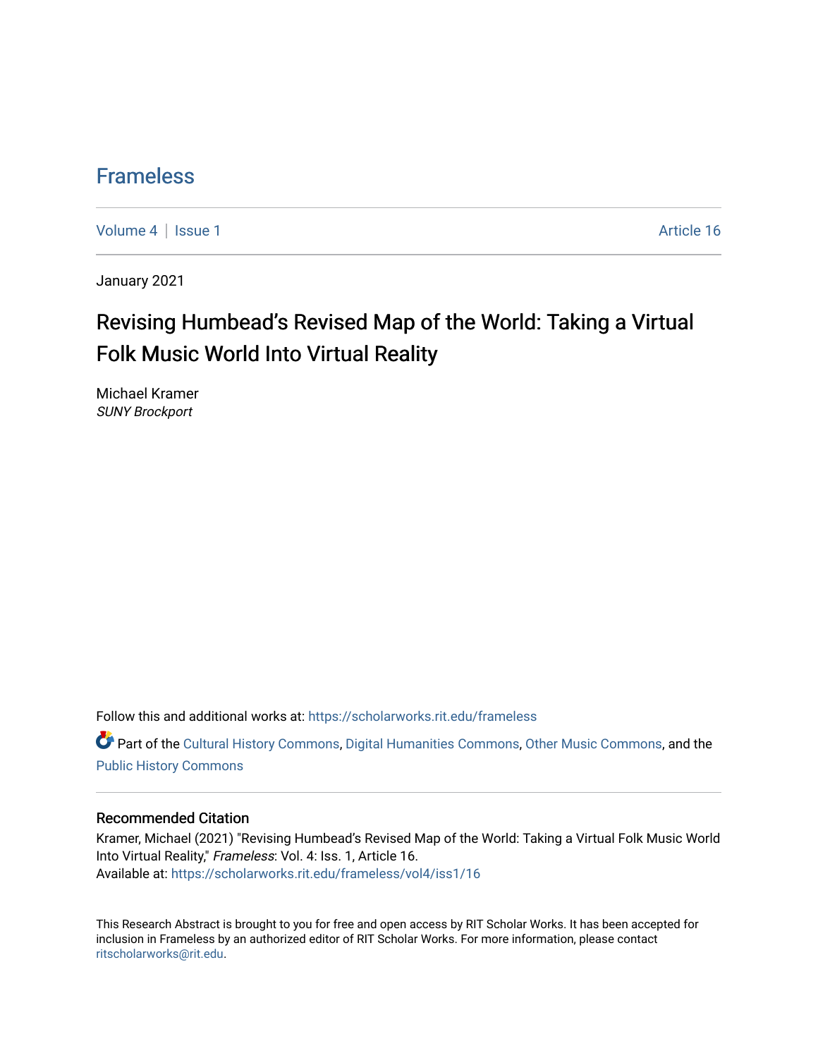# Frameless

Volume 4 | Issue 1 Article 16

January 2021

## Revising Humbead's Revised Map of the World: Taking a Virtual Folk Music World Into Virtual Reality

Michael Kramer
*SUNY Brockport*

Follow this and additional works at: https://scholarworks.rit.edu/frameless

Part of the Cultural History Commons, Digital Humanities Commons, Other Music Commons, and the Public History Commons

### Recommended Citation

Kramer, Michael (2021) "Revising Humbead's Revised Map of the World: Taking a Virtual Folk Music World Into Virtual Reality," *Frameless*: Vol. 4: Iss. 1, Article 16.
Available at: https://scholarworks.rit.edu/frameless/vol4/iss1/16

This Research Abstract is brought to you for free and open access by RIT Scholar Works. It has been accepted for inclusion in Frameless by an authorized editor of RIT Scholar Works. For more information, please contact ritscholarworks@rit.edu.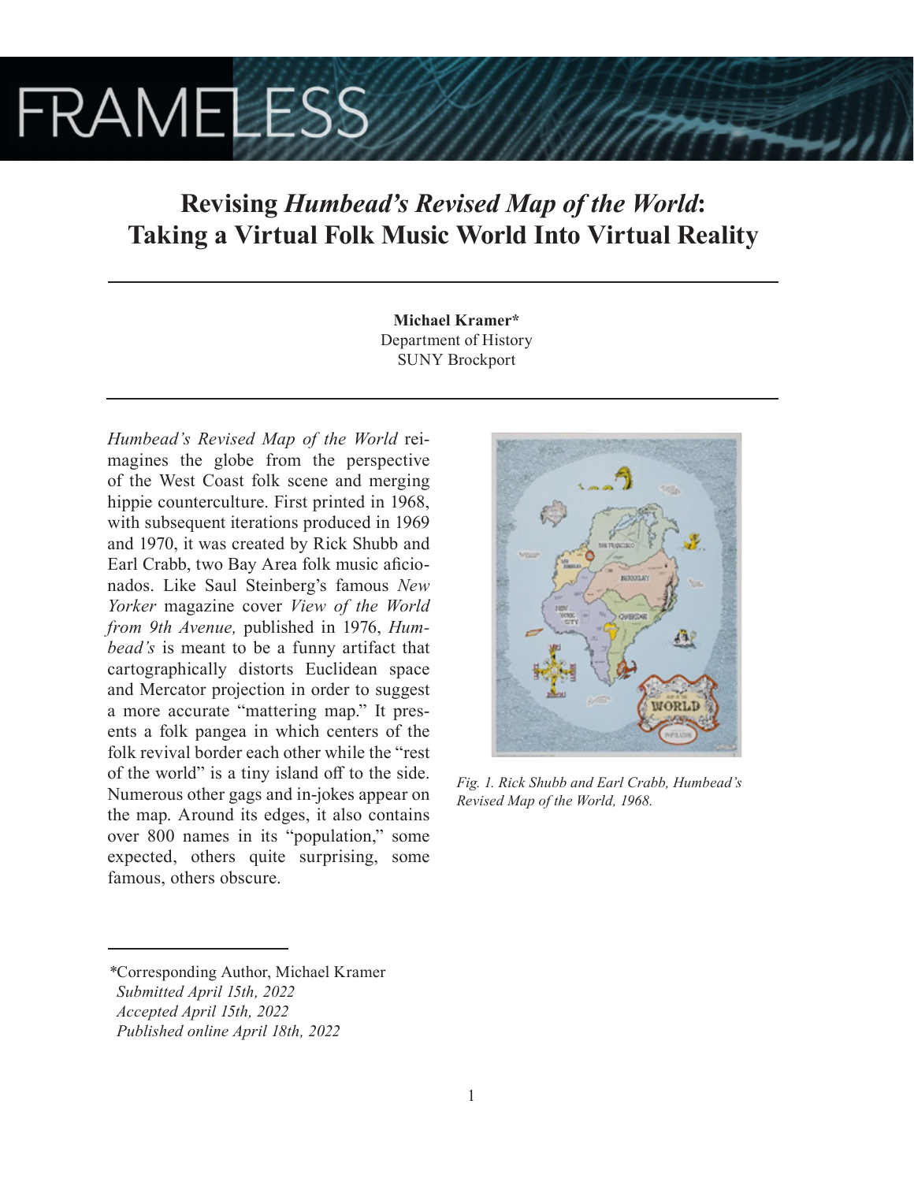# Revising *Humbead's Revised Map of the World*: Taking a Virtual Folk Music World Into Virtual Reality

**Michael Kramer***
Department of History
SUNY Brockport

*Humbead's Revised Map of the World* reimagines the globe from the perspective of the West Coast folk scene and merging hippie counterculture. First printed in 1968, with subsequent iterations produced in 1969 and 1970, it was created by Rick Shubb and Earl Crabb, two Bay Area folk music aficionados. Like Saul Steinberg's famous *New Yorker* magazine cover *View of the World from 9th Avenue,* published in 1976, *Humbead's* is meant to be a funny artifact that cartographically distorts Euclidean space and Mercator projection in order to suggest a more accurate "mattering map." It presents a folk pangea in which centers of the folk revival border each other while the "rest of the world" is a tiny island off to the side. Numerous other gags and in-jokes appear on the map. Around its edges, it also contains over 800 names in its "population," some expected, others quite surprising, some famous, others obscure.

*Fig. 1. Rick Shubb and Earl Crabb, Humbead's Revised Map of the World, 1968.*

*Corresponding Author, Michael Kramer
*Submitted April 15th, 2022*
*Accepted April 15th, 2022*
*Published online April 18th, 2022*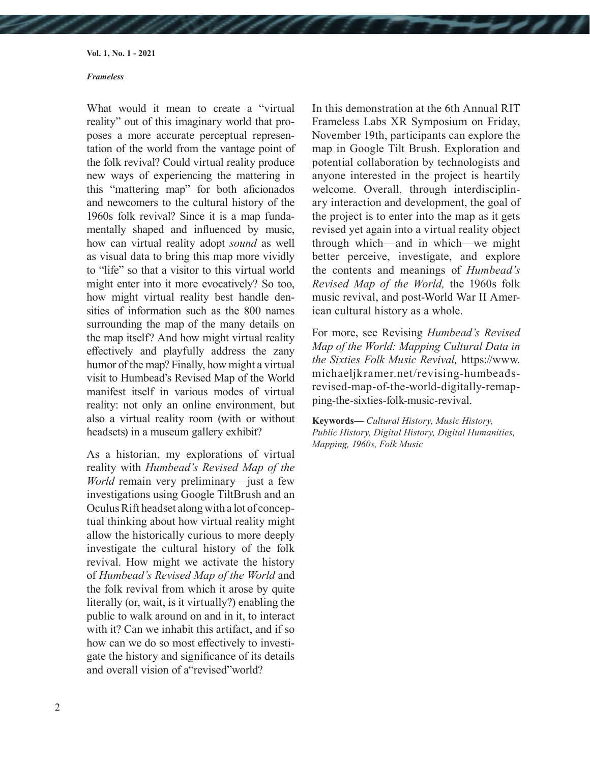What would it mean to create a "virtual reality" out of this imaginary world that proposes a more accurate perceptual representation of the world from the vantage point of the folk revival? Could virtual reality produce new ways of experiencing the mattering in this "mattering map" for both aficionados and newcomers to the cultural history of the 1960s folk revival? Since it is a map fundamentally shaped and influenced by music, how can virtual reality adopt *sound* as well as visual data to bring this map more vividly to "life" so that a visitor to this virtual world might enter into it more evocatively? So too, how might virtual reality best handle densities of information such as the 800 names surrounding the map of the many details on the map itself? And how might virtual reality effectively and playfully address the zany humor of the map? Finally, how might a virtual visit to Humbead's Revised Map of the World manifest itself in various modes of virtual reality: not only an online environment, but also a virtual reality room (with or without headsets) in a museum gallery exhibit?

As a historian, my explorations of virtual reality with *Humbead's Revised Map of the World* remain very preliminary—just a few investigations using Google TiltBrush and an Oculus Rift headset along with a lot of conceptual thinking about how virtual reality might allow the historically curious to more deeply investigate the cultural history of the folk revival. How might we activate the history of *Humbead's Revised Map of the World* and the folk revival from which it arose by quite literally (or, wait, is it virtually?) enabling the public to walk around on and in it, to interact with it? Can we inhabit this artifact, and if so how can we do so most effectively to investigate the history and significance of its details and overall vision of a"revised"world?

In this demonstration at the 6th Annual RIT Frameless Labs XR Symposium on Friday, November 19th, participants can explore the map in Google Tilt Brush. Exploration and potential collaboration by technologists and anyone interested in the project is heartily welcome. Overall, through interdisciplinary interaction and development, the goal of the project is to enter into the map as it gets revised yet again into a virtual reality object through which—and in which—we might better perceive, investigate, and explore the contents and meanings of *Humbead's Revised Map of the World,* the 1960s folk music revival, and post-World War II American cultural history as a whole.

For more, see Revising *Humbead's Revised Map of the World: Mapping Cultural Data in the Sixties Folk Music Revival,* https://www.michaeljkramer.net/revising-humbeads-revised-map-of-the-world-digitally-remapping-the-sixties-folk-music-revival.

**Keywords—** *Cultural History, Music History, Public History, Digital History, Digital Humanities, Mapping, 1960s, Folk Music*